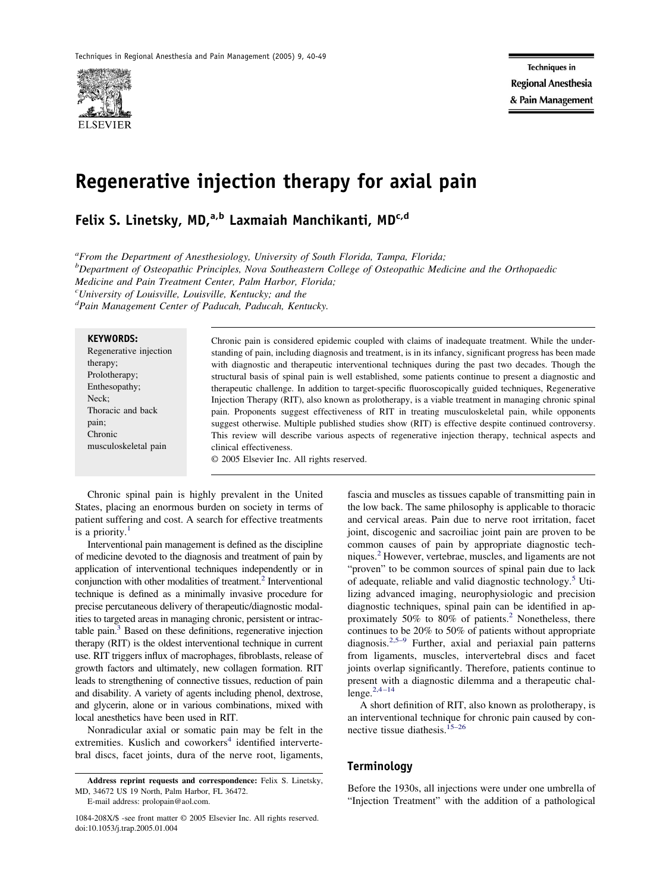# Regenerative injection therapy for axial pain

**Felix S. Linetsky, MD,[a,b] Laxmaiah Manchikanti, MD[c,d]**

[a]*From the Department of Anesthesiology, University of South Florida, Tampa, Florida;*
[b]*Department of Osteopathic Principles, Nova Southeastern College of Osteopathic Medicine and the Orthopaedic Medicine and Pain Treatment Center, Palm Harbor, Florida;*
[c]*University of Louisville, Louisville, Kentucky; and the*
[d]*Pain Management Center of Paducah, Paducah, Kentucky.*

**KEYWORDS:**
Regenerative injection therapy;
Prolotherapy;
Enthesopathy;
Neck;
Thoracic and back pain;
Chronic musculoskeletal pain

Chronic pain is considered epidemic coupled with claims of inadequate treatment. While the understanding of pain, including diagnosis and treatment, is in its infancy, significant progress has been made with diagnostic and therapeutic interventional techniques during the past two decades. Though the structural basis of spinal pain is well established, some patients continue to present a diagnostic and therapeutic challenge. In addition to target-specific fluoroscopically guided techniques, Regenerative Injection Therapy (RIT), also known as prolotherapy, is a viable treatment in managing chronic spinal pain. Proponents suggest effectiveness of RIT in treating musculoskeletal pain, while opponents suggest otherwise. Multiple published studies show (RIT) is effective despite continued controversy. This review will describe various aspects of regenerative injection therapy, technical aspects and clinical effectiveness.
© 2005 Elsevier Inc. All rights reserved.

Chronic spinal pain is highly prevalent in the United States, placing an enormous burden on society in terms of patient suffering and cost. A search for effective treatments is a priority.[1]

Interventional pain management is defined as the discipline of medicine devoted to the diagnosis and treatment of pain by application of interventional techniques independently or in conjunction with other modalities of treatment.[2] Interventional technique is defined as a minimally invasive procedure for precise percutaneous delivery of therapeutic/diagnostic modalities to targeted areas in managing chronic, persistent or intractable pain.[3] Based on these definitions, regenerative injection therapy (RIT) is the oldest interventional technique in current use. RIT triggers influx of macrophages, fibroblasts, release of growth factors and ultimately, new collagen formation. RIT leads to strengthening of connective tissues, reduction of pain and disability. A variety of agents including phenol, dextrose, and glycerin, alone or in various combinations, mixed with local anesthetics have been used in RIT.

Nonradicular axial or somatic pain may be felt in the extremities. Kuslich and coworkers[4] identified intervertebral discs, facet joints, dura of the nerve root, ligaments, fascia and muscles as tissues capable of transmitting pain in the low back. The same philosophy is applicable to thoracic and cervical areas. Pain due to nerve root irritation, facet joint, discogenic and sacroiliac joint pain are proven to be common causes of pain by appropriate diagnostic techniques.[2] However, vertebrae, muscles, and ligaments are not "proven" to be common sources of spinal pain due to lack of adequate, reliable and valid diagnostic technology.[5] Utilizing advanced imaging, neurophysiologic and precision diagnostic techniques, spinal pain can be identified in approximately 50% to 80% of patients.[2] Nonetheless, there continues to be 20% to 50% of patients without appropriate diagnosis.[2,5–9] Further, axial and periaxial pain patterns from ligaments, muscles, intervertebral discs and facet joints overlap significantly. Therefore, patients continue to present with a diagnostic dilemma and a therapeutic challenge.[2,4–14]

A short definition of RIT, also known as prolotherapy, is an interventional technique for chronic pain caused by connective tissue diathesis.[15–26]

## Terminology

Before the 1930s, all injections were under one umbrella of "Injection Treatment" with the addition of a pathological

**Address reprint requests and correspondence:** Felix S. Linetsky, MD, 34672 US 19 North, Palm Harbor, FL 36472.
E-mail address: prolopain@aol.com.

1084-208X/$ -see front matter © 2005 Elsevier Inc. All rights reserved.
doi:10.1053/j.trap.2005.01.004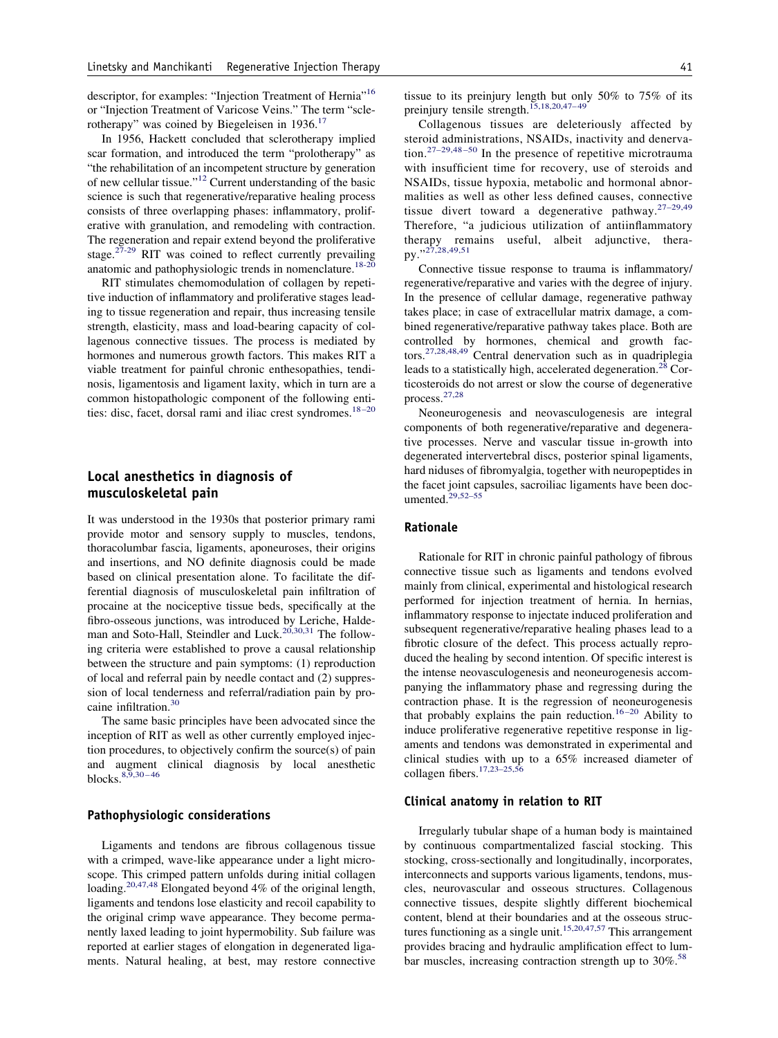descriptor, for examples: "Injection Treatment of Hernia"[16] or "Injection Treatment of Varicose Veins." The term "sclerotherapy" was coined by Biegeleisen in 1936.[17]

In 1956, Hackett concluded that sclerotherapy implied scar formation, and introduced the term "prolotherapy" as "the rehabilitation of an incompetent structure by generation of new cellular tissue."[12] Current understanding of the basic science is such that regenerative/reparative healing process consists of three overlapping phases: inflammatory, proliferative with granulation, and remodeling with contraction. The regeneration and repair extend beyond the proliferative stage.[27-29] RIT was coined to reflect currently prevailing anatomic and pathophysiologic trends in nomenclature.[18-20]

RIT stimulates chemomodulation of collagen by repetitive induction of inflammatory and proliferative stages leading to tissue regeneration and repair, thus increasing tensile strength, elasticity, mass and load-bearing capacity of collagenous connective tissues. The process is mediated by hormones and numerous growth factors. This makes RIT a viable treatment for painful chronic enthesopathies, tendinosis, ligamentosis and ligament laxity, which in turn are a common histopathologic component of the following entities: disc, facet, dorsal rami and iliac crest syndromes.[18–20]

## Local anesthetics in diagnosis of musculoskeletal pain

It was understood in the 1930s that posterior primary rami provide motor and sensory supply to muscles, tendons, thoracolumbar fascia, ligaments, aponeuroses, their origins and insertions, and NO definite diagnosis could be made based on clinical presentation alone. To facilitate the differential diagnosis of musculoskeletal pain infiltration of procaine at the nociceptive tissue beds, specifically at the fibro-osseous junctions, was introduced by Leriche, Haldeman and Soto-Hall, Steindler and Luck.[20,30,31] The following criteria were established to prove a causal relationship between the structure and pain symptoms: (1) reproduction of local and referral pain by needle contact and (2) suppression of local tenderness and referral/radiation pain by procaine infiltration.[30]

The same basic principles have been advocated since the inception of RIT as well as other currently employed injection procedures, to objectively confirm the source(s) of pain and augment clinical diagnosis by local anesthetic blocks.[8,9,30–46]

### Pathophysiologic considerations

Ligaments and tendons are fibrous collagenous tissue with a crimped, wave-like appearance under a light microscope. This crimped pattern unfolds during initial collagen loading.[20,47,48] Elongated beyond 4% of the original length, ligaments and tendons lose elasticity and recoil capability to the original crimp wave appearance. They become permanently laxed leading to joint hypermobility. Sub failure was reported at earlier stages of elongation in degenerated ligaments. Natural healing, at best, may restore connective tissue to its preinjury length but only 50% to 75% of its preinjury tensile strength.[15,18,20,47–49]

Collagenous tissues are deleteriously affected by steroid administrations, NSAIDs, inactivity and denervation.[27–29,48–50] In the presence of repetitive microtrauma with insufficient time for recovery, use of steroids and NSAIDs, tissue hypoxia, metabolic and hormonal abnormalities as well as other less defined causes, connective tissue divert toward a degenerative pathway.[27–29,49] Therefore, "a judicious utilization of antiinflammatory therapy remains useful, albeit adjunctive, therapy."[27,28,49,51]

Connective tissue response to trauma is inflammatory/regenerative/reparative and varies with the degree of injury. In the presence of cellular damage, regenerative pathway takes place; in case of extracellular matrix damage, a combined regenerative/reparative pathway takes place. Both are controlled by hormones, chemical and growth factors.[27,28,48,49] Central denervation such as in quadriplegia leads to a statistically high, accelerated degeneration.[28] Corticosteroids do not arrest or slow the course of degenerative process.[27,28]

Neoneurogenesis and neovasculogenesis are integral components of both regenerative/reparative and degenerative processes. Nerve and vascular tissue in-growth into degenerated intervertebral discs, posterior spinal ligaments, hard niduses of fibromyalgia, together with neuropeptides in the facet joint capsules, sacroiliac ligaments have been documented.[29,52–55]

### Rationale

Rationale for RIT in chronic painful pathology of fibrous connective tissue such as ligaments and tendons evolved mainly from clinical, experimental and histological research performed for injection treatment of hernia. In hernias, inflammatory response to injectate induced proliferation and subsequent regenerative/reparative healing phases lead to a fibrotic closure of the defect. This process actually reproduced the healing by second intention. Of specific interest is the intense neovasculogenesis and neoneurogenesis accompanying the inflammatory phase and regressing during the contraction phase. It is the regression of neoneurogenesis that probably explains the pain reduction.[16–20] Ability to induce proliferative regenerative repetitive response in ligaments and tendons was demonstrated in experimental and clinical studies with up to a 65% increased diameter of collagen fibers.[17,23–25,56]

### Clinical anatomy in relation to RIT

Irregularly tubular shape of a human body is maintained by continuous compartmentalized fascial stocking. This stocking, cross-sectionally and longitudinally, incorporates, interconnects and supports various ligaments, tendons, muscles, neurovascular and osseous structures. Collagenous connective tissues, despite slightly different biochemical content, blend at their boundaries and at the osseous structures functioning as a single unit.[15,20,47,57] This arrangement provides bracing and hydraulic amplification effect to lumbar muscles, increasing contraction strength up to 30%.[58]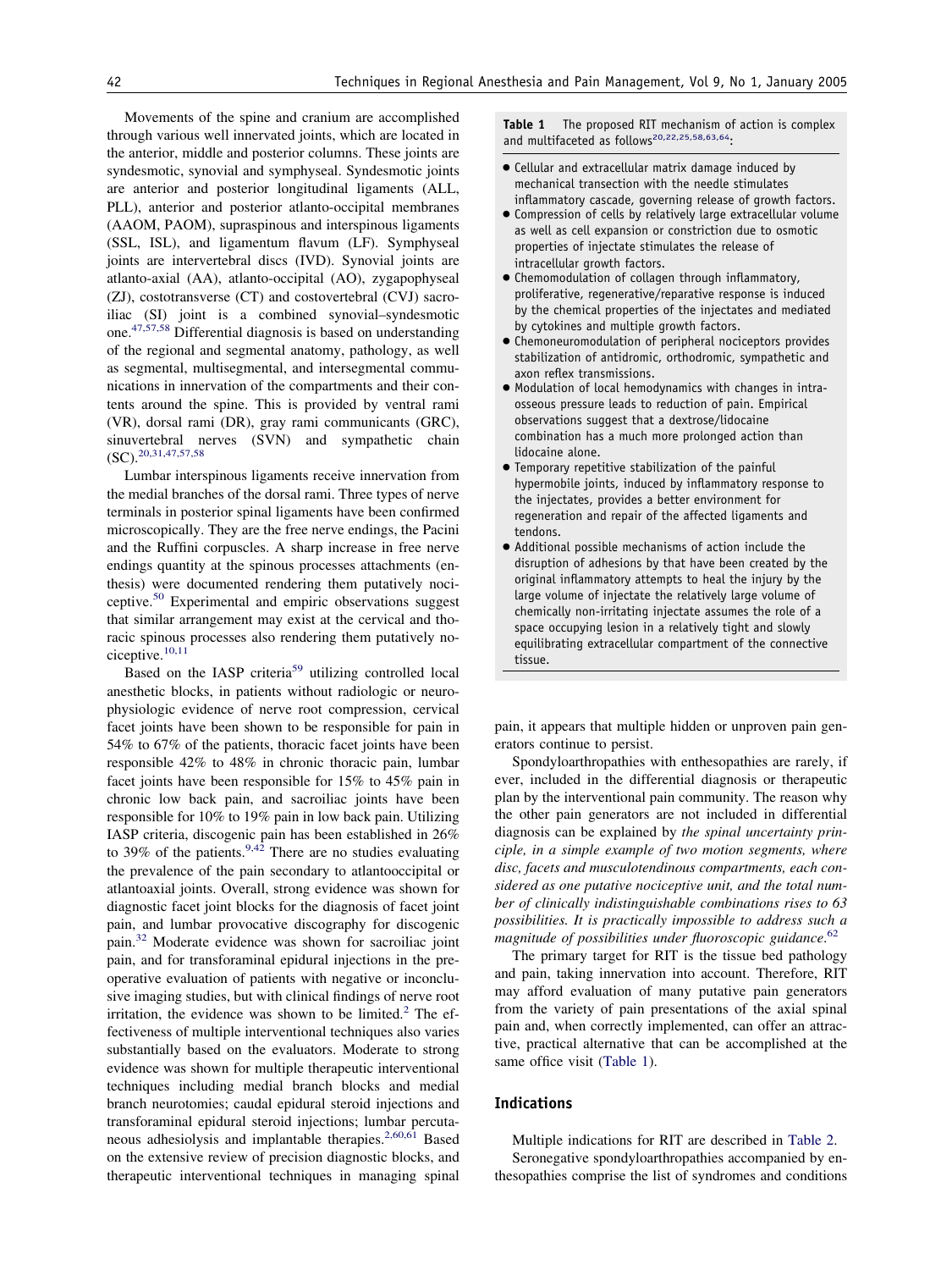Movements of the spine and cranium are accomplished through various well innervated joints, which are located in the anterior, middle and posterior columns. These joints are syndesmotic, synovial and symphyseal. Syndesmotic joints are anterior and posterior longitudinal ligaments (ALL, PLL), anterior and posterior atlanto-occipital membranes (AAOM, PAOM), supraspinous and interspinous ligaments (SSL, ISL), and ligamentum flavum (LF). Symphyseal joints are intervertebral discs (IVD). Synovial joints are atlanto-axial (AA), atlanto-occipital (AO), zygapophyseal (ZJ), costotransverse (CT) and costovertebral (CVJ) sacro-iliac (SI) joint is a combined synovial–syndesmotic one.[47,57,58] Differential diagnosis is based on understanding of the regional and segmental anatomy, pathology, as well as segmental, multisegmental, and intersegmental communications in innervation of the compartments and their contents around the spine. This is provided by ventral rami (VR), dorsal rami (DR), gray rami communicants (GRC), sinuvertebral nerves (SVN) and sympathetic chain (SC).[20,31,47,57,58]

Lumbar interspinous ligaments receive innervation from the medial branches of the dorsal rami. Three types of nerve terminals in posterior spinal ligaments have been confirmed microscopically. They are the free nerve endings, the Pacini and the Ruffini corpuscles. A sharp increase in free nerve endings quantity at the spinous processes attachments (enthesis) were documented rendering them putatively nociceptive.[50] Experimental and empiric observations suggest that similar arrangement may exist at the cervical and thoracic spinous processes also rendering them putatively nociceptive.[10,11]

Based on the IASP criteria[59] utilizing controlled local anesthetic blocks, in patients without radiologic or neurophysiologic evidence of nerve root compression, cervical facet joints have been shown to be responsible for pain in 54% to 67% of the patients, thoracic facet joints have been responsible 42% to 48% in chronic thoracic pain, lumbar facet joints have been responsible for 15% to 45% pain in chronic low back pain, and sacroiliac joints have been responsible for 10% to 19% pain in low back pain. Utilizing IASP criteria, discogenic pain has been established in 26% to 39% of the patients.[9,42] There are no studies evaluating the prevalence of the pain secondary to atlantooccipital or atlantoaxial joints. Overall, strong evidence was shown for diagnostic facet joint blocks for the diagnosis of facet joint pain, and lumbar provocative discography for discogenic pain.[32] Moderate evidence was shown for sacroiliac joint pain, and for transforaminal epidural injections in the preoperative evaluation of patients with negative or inconclusive imaging studies, but with clinical findings of nerve root irritation, the evidence was shown to be limited.[2] The effectiveness of multiple interventional techniques also varies substantially based on the evaluators. Moderate to strong evidence was shown for multiple therapeutic interventional techniques including medial branch blocks and medial branch neurotomies; caudal epidural steroid injections and transforaminal epidural steroid injections; lumbar percutaneous adhesiolysis and implantable therapies.[2,60,61] Based on the extensive review of precision diagnostic blocks, and therapeutic interventional techniques in managing spinal pain, it appears that multiple hidden or unproven pain generators continue to persist.

Spondyloarthropathies with enthesopathies are rarely, if ever, included in the differential diagnosis or therapeutic plan by the interventional pain community. The reason why the other pain generators are not included in differential diagnosis can be explained by *the spinal uncertainty principle, in a simple example of two motion segments, where disc, facets and musculotendinous compartments, each considered as one putative nociceptive unit, and the total number of clinically indistinguishable combinations rises to 63 possibilities. It is practically impossible to address such a magnitude of possibilities under fluoroscopic guidance.*[62]

The primary target for RIT is the tissue bed pathology and pain, taking innervation into account. Therefore, RIT may afford evaluation of many putative pain generators from the variety of pain presentations of the axial spinal pain and, when correctly implemented, can offer an attractive, practical alternative that can be accomplished at the same office visit (Table 1).

**Table 1** The proposed RIT mechanism of action is complex and multifaceted as follows[20,22,25,58,63,64]:

- Cellular and extracellular matrix damage induced by mechanical transection with the needle stimulates inflammatory cascade, governing release of growth factors.
- Compression of cells by relatively large extracellular volume as well as cell expansion or constriction due to osmotic properties of injectate stimulates the release of intracellular growth factors.
- Chemomodulation of collagen through inflammatory, proliferative, regenerative/reparative response is induced by the chemical properties of the injectates and mediated by cytokines and multiple growth factors.
- Chemoneuromodulation of peripheral nociceptors provides stabilization of antidromic, orthodromic, sympathetic and axon reflex transmissions.
- Modulation of local hemodynamics with changes in intraosseous pressure leads to reduction of pain. Empirical observations suggest that a dextrose/lidocaine combination has a much more prolonged action than lidocaine alone.
- Temporary repetitive stabilization of the painful hypermobile joints, induced by inflammatory response to the injectates, provides a better environment for regeneration and repair of the affected ligaments and tendons.
- Additional possible mechanisms of action include the disruption of adhesions by that have been created by the original inflammatory attempts to heal the injury by the large volume of injectate the relatively large volume of chemically non-irritating injectate assumes the role of a space occupying lesion in a relatively tight and slowly equilibrating extracellular compartment of the connective tissue.

## Indications

Multiple indications for RIT are described in Table 2.

Seronegative spondyloarthropathies accompanied by enthesopathies comprise the list of syndromes and conditions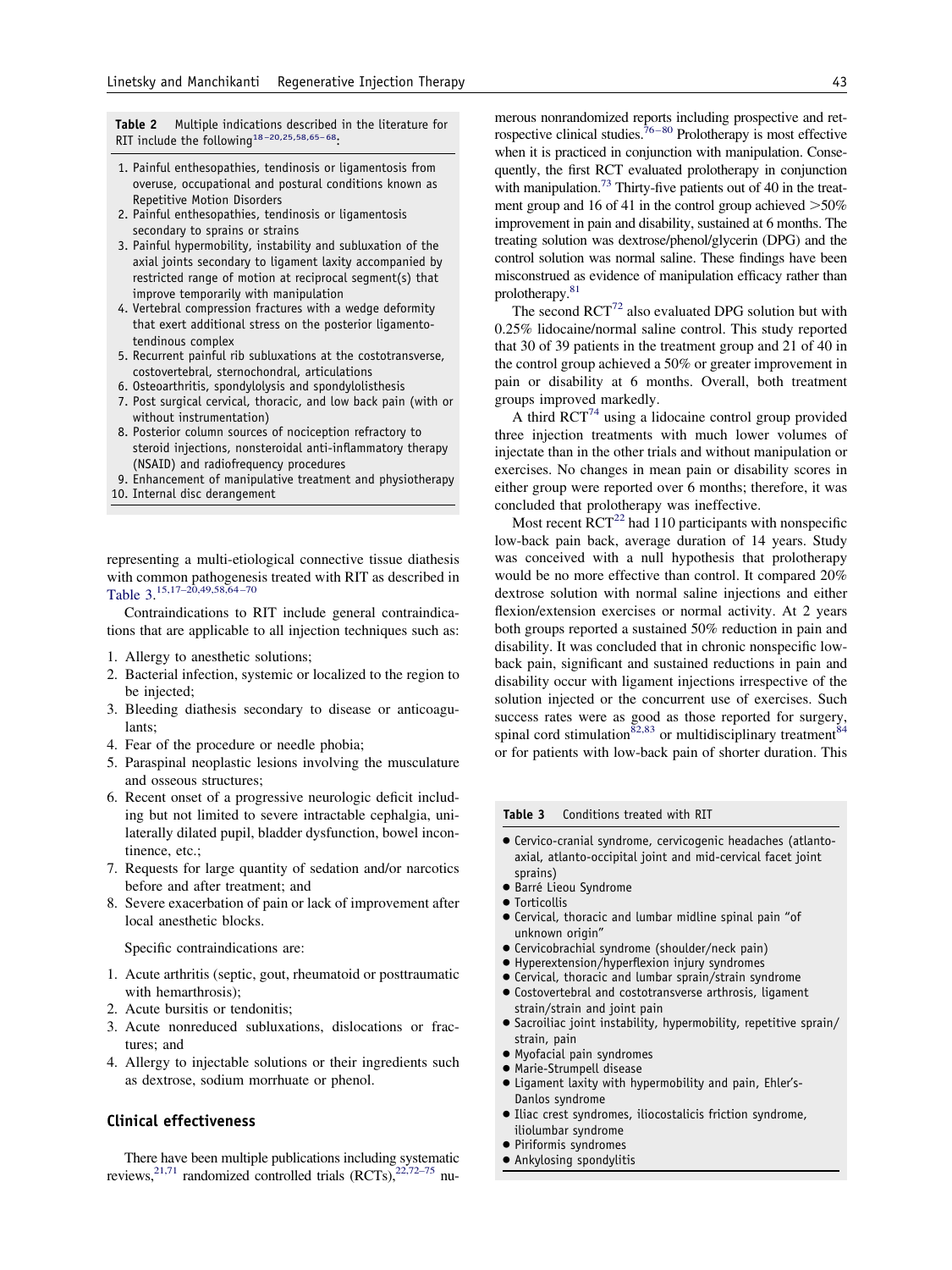**Table 2** Multiple indications described in the literature for RIT include the following[18–20,25,58,65–68]:

1. Painful enthesopathies, tendinosis or ligamentosis from overuse, occupational and postural conditions known as Repetitive Motion Disorders
2. Painful enthesopathies, tendinosis or ligamentosis secondary to sprains or strains
3. Painful hypermobility, instability and subluxation of the axial joints secondary to ligament laxity accompanied by restricted range of motion at reciprocal segment(s) that improve temporarily with manipulation
4. Vertebral compression fractures with a wedge deformity that exert additional stress on the posterior ligamento-tendinous complex
5. Recurrent painful rib subluxations at the costotransverse, costovertebral, sternochondral, articulations
6. Osteoarthritis, spondylolysis and spondylolisthesis
7. Post surgical cervical, thoracic, and low back pain (with or without instrumentation)
8. Posterior column sources of nociception refractory to steroid injections, nonsteroidal anti-inflammatory therapy (NSAID) and radiofrequency procedures
9. Enhancement of manipulative treatment and physiotherapy
10. Internal disc derangement

representing a multi-etiological connective tissue diathesis with common pathogenesis treated with RIT as described in Table 3.[15,17–20,49,58,64–70]

Contraindications to RIT include general contraindications that are applicable to all injection techniques such as:

1. Allergy to anesthetic solutions;
2. Bacterial infection, systemic or localized to the region to be injected;
3. Bleeding diathesis secondary to disease or anticoagulants;
4. Fear of the procedure or needle phobia;
5. Paraspinal neoplastic lesions involving the musculature and osseous structures;
6. Recent onset of a progressive neurologic deficit including but not limited to severe intractable cephalgia, unilaterally dilated pupil, bladder dysfunction, bowel incontinence, etc.;
7. Requests for large quantity of sedation and/or narcotics before and after treatment; and
8. Severe exacerbation of pain or lack of improvement after local anesthetic blocks.

Specific contraindications are:

1. Acute arthritis (septic, gout, rheumatoid or posttraumatic with hemarthrosis);
2. Acute bursitis or tendonitis;
3. Acute nonreduced subluxations, dislocations or fractures; and
4. Allergy to injectable solutions or their ingredients such as dextrose, sodium morrhuate or phenol.

## Clinical effectiveness

There have been multiple publications including systematic reviews,[21,71] randomized controlled trials (RCTs),[22,72–75] numerous nonrandomized reports including prospective and retrospective clinical studies.[76–80] Prolotherapy is most effective when it is practiced in conjunction with manipulation. Consequently, the first RCT evaluated prolotherapy in conjunction with manipulation.[73] Thirty-five patients out of 40 in the treatment group and 16 of 41 in the control group achieved >50% improvement in pain and disability, sustained at 6 months. The treating solution was dextrose/phenol/glycerin (DPG) and the control solution was normal saline. These findings have been misconstrued as evidence of manipulation efficacy rather than prolotherapy.[81]

The second RCT[72] also evaluated DPG solution but with 0.25% lidocaine/normal saline control. This study reported that 30 of 39 patients in the treatment group and 21 of 40 in the control group achieved a 50% or greater improvement in pain or disability at 6 months. Overall, both treatment groups improved markedly.

A third RCT[74] using a lidocaine control group provided three injection treatments with much lower volumes of injectate than in the other trials and without manipulation or exercises. No changes in mean pain or disability scores in either group were reported over 6 months; therefore, it was concluded that prolotherapy was ineffective.

Most recent RCT[22] had 110 participants with nonspecific low-back pain back, average duration of 14 years. Study was conceived with a null hypothesis that prolotherapy would be no more effective than control. It compared 20% dextrose solution with normal saline injections and either flexion/extension exercises or normal activity. At 2 years both groups reported a sustained 50% reduction in pain and disability. It was concluded that in chronic nonspecific low-back pain, significant and sustained reductions in pain and disability occur with ligament injections irrespective of the solution injected or the concurrent use of exercises. Such success rates were as good as those reported for surgery, spinal cord stimulation[82,83] or multidisciplinary treatment[84] or for patients with low-back pain of shorter duration. This

**Table 3** Conditions treated with RIT

- Cervico-cranial syndrome, cervicogenic headaches (atlanto-axial, atlanto-occipital joint and mid-cervical facet joint sprains)
- Barré Lieou Syndrome
- Torticollis
- Cervical, thoracic and lumbar midline spinal pain "of unknown origin"
- Cervicobrachial syndrome (shoulder/neck pain)
- Hyperextension/hyperflexion injury syndromes
- Cervical, thoracic and lumbar sprain/strain syndrome
- Costovertebral and costotransverse arthrosis, ligament strain/strain and joint pain
- Sacroiliac joint instability, hypermobility, repetitive sprain/strain, pain
- Myofacial pain syndromes
- Marie-Strumpell disease
- Ligament laxity with hypermobility and pain, Ehler's-Danlos syndrome
- Iliac crest syndromes, iliocostalicis friction syndrome, iliolumbar syndrome
- Piriformis syndromes
- Ankylosing spondylitis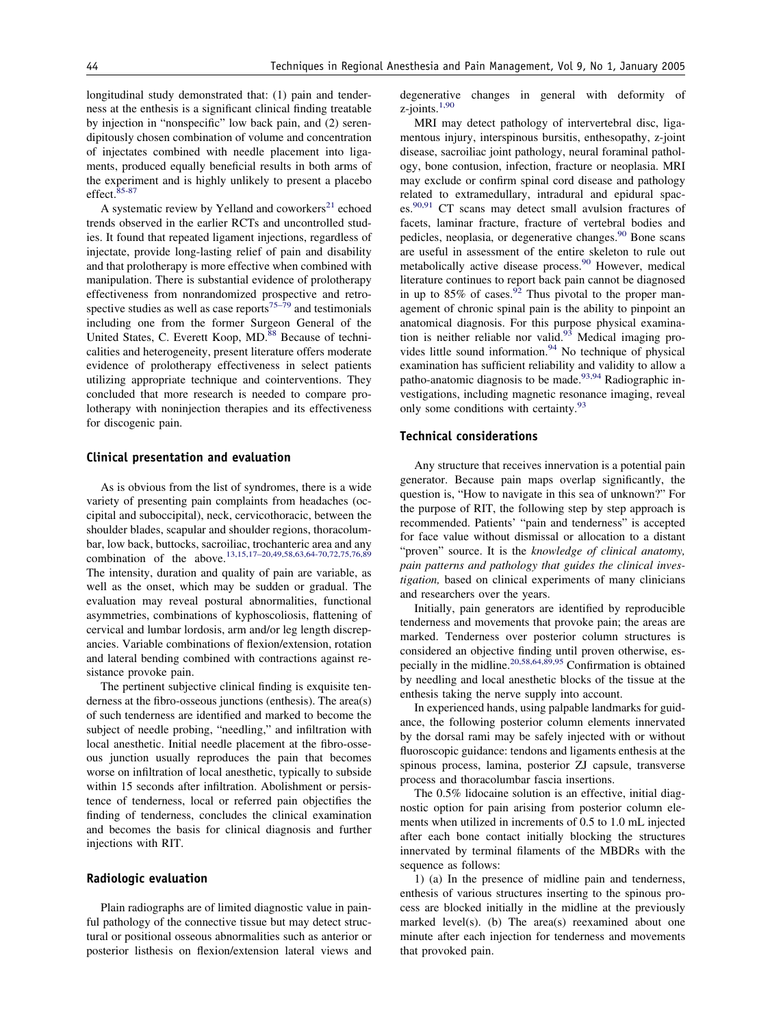longitudinal study demonstrated that: (1) pain and tenderness at the enthesis is a significant clinical finding treatable by injection in "nonspecific" low back pain, and (2) serendipitously chosen combination of volume and concentration of injectates combined with needle placement into ligaments, produced equally beneficial results in both arms of the experiment and is highly unlikely to present a placebo effect.[85-87]

A systematic review by Yelland and coworkers[21] echoed trends observed in the earlier RCTs and uncontrolled studies. It found that repeated ligament injections, regardless of injectate, provide long-lasting relief of pain and disability and that prolotherapy is more effective when combined with manipulation. There is substantial evidence of prolotherapy effectiveness from nonrandomized prospective and retrospective studies as well as case reports[75–79] and testimonials including one from the former Surgeon General of the United States, C. Everett Koop, MD.[88] Because of technicalities and heterogeneity, present literature offers moderate evidence of prolotherapy effectiveness in select patients utilizing appropriate technique and cointerventions. They concluded that more research is needed to compare prolotherapy with noninjection therapies and its effectiveness for discogenic pain.

## Clinical presentation and evaluation

As is obvious from the list of syndromes, there is a wide variety of presenting pain complaints from headaches (occipital and suboccipital), neck, cervicothoracic, between the shoulder blades, scapular and shoulder regions, thoracolumbar, low back, buttocks, sacroiliac, trochanteric area and any combination of the above.[13,15,17–20,49,58,63,64-70,72,75,76,89] The intensity, duration and quality of pain are variable, as well as the onset, which may be sudden or gradual. The evaluation may reveal postural abnormalities, functional asymmetries, combinations of kyphoscoliosis, flattening of cervical and lumbar lordosis, arm and/or leg length discrepancies. Variable combinations of flexion/extension, rotation and lateral bending combined with contractions against resistance provoke pain.

The pertinent subjective clinical finding is exquisite tenderness at the fibro-osseous junctions (enthesis). The area(s) of such tenderness are identified and marked to become the subject of needle probing, "needling," and infiltration with local anesthetic. Initial needle placement at the fibro-osseous junction usually reproduces the pain that becomes worse on infiltration of local anesthetic, typically to subside within 15 seconds after infiltration. Abolishment or persistence of tenderness, local or referred pain objectifies the finding of tenderness, concludes the clinical examination and becomes the basis for clinical diagnosis and further injections with RIT.

## Radiologic evaluation

Plain radiographs are of limited diagnostic value in painful pathology of the connective tissue but may detect structural or positional osseous abnormalities such as anterior or posterior listhesis on flexion/extension lateral views and degenerative changes in general with deformity of z-joints.[1,90]

MRI may detect pathology of intervertebral disc, ligamentous injury, interspinous bursitis, enthesopathy, z-joint disease, sacroiliac joint pathology, neural foraminal pathology, bone contusion, infection, fracture or neoplasia. MRI may exclude or confirm spinal cord disease and pathology related to extramedullary, intradural and epidural spaces.[90,91] CT scans may detect small avulsion fractures of facets, laminar fracture, fracture of vertebral bodies and pedicles, neoplasia, or degenerative changes.[90] Bone scans are useful in assessment of the entire skeleton to rule out metabolically active disease process.[90] However, medical literature continues to report back pain cannot be diagnosed in up to 85% of cases.[92] Thus pivotal to the proper management of chronic spinal pain is the ability to pinpoint an anatomical diagnosis. For this purpose physical examination is neither reliable nor valid.[93] Medical imaging provides little sound information.[94] No technique of physical examination has sufficient reliability and validity to allow a patho-anatomic diagnosis to be made.[93,94] Radiographic investigations, including magnetic resonance imaging, reveal only some conditions with certainty.[93]

## Technical considerations

Any structure that receives innervation is a potential pain generator. Because pain maps overlap significantly, the question is, "How to navigate in this sea of unknown?" For the purpose of RIT, the following step by step approach is recommended. Patients' "pain and tenderness" is accepted for face value without dismissal or allocation to a distant "proven" source. It is the *knowledge of clinical anatomy, pain patterns and pathology that guides the clinical investigation,* based on clinical experiments of many clinicians and researchers over the years.

Initially, pain generators are identified by reproducible tenderness and movements that provoke pain; the areas are marked. Tenderness over posterior column structures is considered an objective finding until proven otherwise, especially in the midline.[20,58,64,89,95] Confirmation is obtained by needling and local anesthetic blocks of the tissue at the enthesis taking the nerve supply into account.

In experienced hands, using palpable landmarks for guidance, the following posterior column elements innervated by the dorsal rami may be safely injected with or without fluoroscopic guidance: tendons and ligaments enthesis at the spinous process, lamina, posterior ZJ capsule, transverse process and thoracolumbar fascia insertions.

The 0.5% lidocaine solution is an effective, initial diagnostic option for pain arising from posterior column elements when utilized in increments of 0.5 to 1.0 mL injected after each bone contact initially blocking the structures innervated by terminal filaments of the MBDRs with the sequence as follows:

1) (a) In the presence of midline pain and tenderness, enthesis of various structures inserting to the spinous process are blocked initially in the midline at the previously marked level(s). (b) The area(s) reexamined about one minute after each injection for tenderness and movements that provoked pain.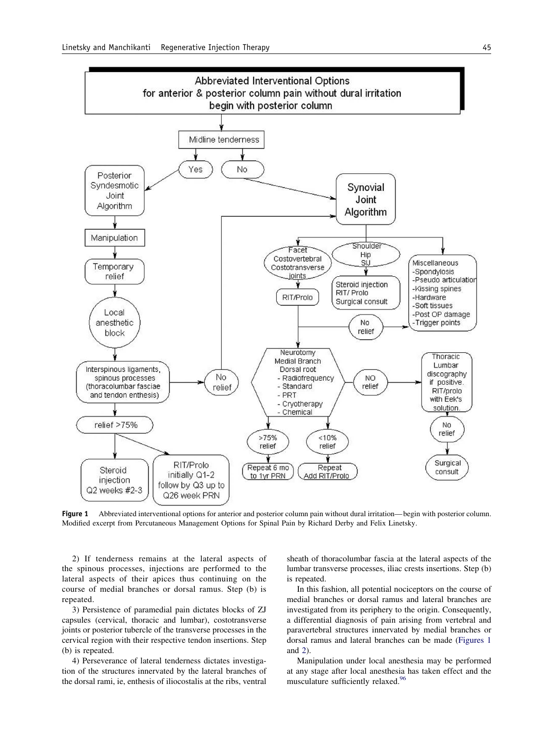Abbreviated Interventional Options for anterior & posterior column pain without dural irritation begin with posterior column

- Midline tenderness
  - Yes → Posterior Syndesmotic Joint Algorithm → Manipulation → Temporary relief → Local anesthetic block → Interspinous ligaments, spinous processes (thoracolumbar fasciae and tendon enthesis)
    - No relief → Synovial Joint Algorithm
    - relief >75% → Steroid injection Q2 weeks #2-3; RIT/Prolo initially Q1-2 follow by Q3 up to Q26 week PRN
  - No → Synovial Joint Algorithm
    - Facet, Costovertebral, Costotransverse joints → RIT/Prolo → Neurotomy Medial Branch Dorsal root - Radiofrequency - Standard - PRT - Cryotherapy - Chemical
      - >75% relief → Repeat 6 mo to 1yr PRN
      - <10% relief → Repeat Add RIT/Prolo
      - NO relief → Thoracic Lumbar discography if positive. RIT/prolo with Eek's solution. → No relief → Surgical consult
    - Shoulder, Hip, SIJ → Steroid injection, RIT/ Prolo, Surgical consult
    - No relief → Miscellaneous -Spondylosis -Pseudo articulation -Kissing spines -Hardware -Soft tissues -Post OP damage -Trigger points

**Figure 1** Abbreviated interventional options for anterior and posterior column pain without dural irritation—begin with posterior column. Modified excerpt from Percutaneous Management Options for Spinal Pain by Richard Derby and Felix Linetsky.

2) If tenderness remains at the lateral aspects of the spinous processes, injections are performed to the lateral aspects of their apices thus continuing on the course of medial branches or dorsal ramus. Step (b) is repeated.

3) Persistence of paramedial pain dictates blocks of ZJ capsules (cervical, thoracic and lumbar), costotransverse joints or posterior tubercle of the transverse processes in the cervical region with their respective tendon insertions. Step (b) is repeated.

4) Perseverance of lateral tenderness dictates investigation of the structures innervated by the lateral branches of the dorsal rami, ie, enthesis of iliocostalis at the ribs, ventral sheath of thoracolumbar fascia at the lateral aspects of the lumbar transverse processes, iliac crests insertions. Step (b) is repeated.

In this fashion, all potential nociceptors on the course of medial branches or dorsal ramus and lateral branches are investigated from its periphery to the origin. Consequently, a differential diagnosis of pain arising from vertebral and paravertebral structures innervated by medial branches or dorsal ramus and lateral branches can be made (Figures 1 and 2).

Manipulation under local anesthesia may be performed at any stage after local anesthesia has taken effect and the musculature sufficiently relaxed.[96]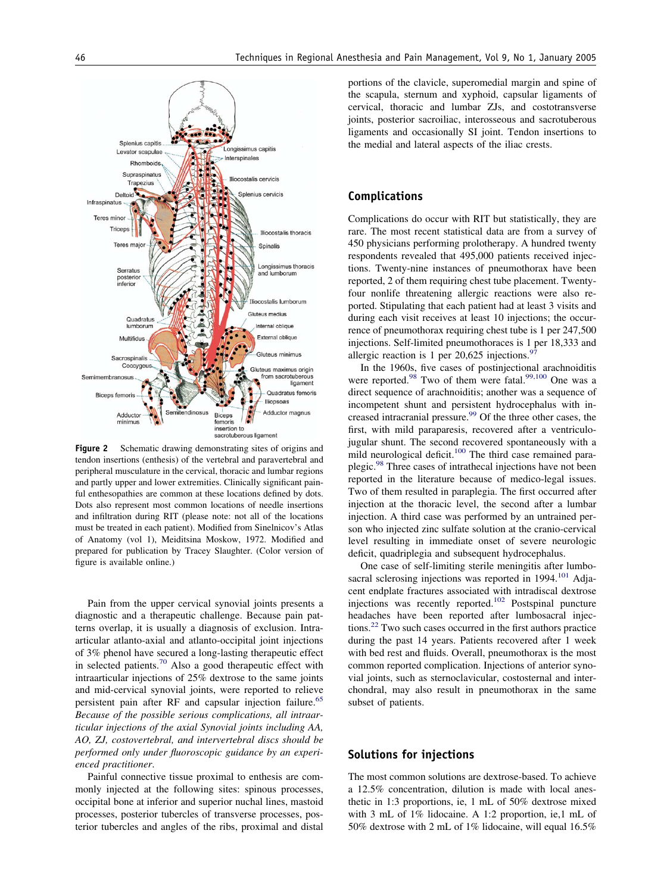Figure 2 Schematic drawing demonstrating sites of origins and tendon insertions (enthesis) of the vertebral and paravertebral and peripheral musculature in the cervical, thoracic and lumbar regions and partly upper and lower extremities. Clinically significant painful enthesopathies are common at these locations defined by dots. Dots also represent most common locations of needle insertions and infiltration during RIT (please note: not all of the locations must be treated in each patient). Modified from Sinelnicov's Atlas of Anatomy (vol 1), Meiditsina Moskow, 1972. Modified and prepared for publication by Tracey Slaughter. (Color version of figure is available online.)

Pain from the upper cervical synovial joints presents a diagnostic and a therapeutic challenge. Because pain patterns overlap, it is usually a diagnosis of exclusion. Intraarticular atlanto-axial and atlanto-occipital joint injections of 3% phenol have secured a long-lasting therapeutic effect in selected patients.[70] Also a good therapeutic effect with intraarticular injections of 25% dextrose to the same joints and mid-cervical synovial joints, were reported to relieve persistent pain after RF and capsular injection failure.[65] *Because of the possible serious complications, all intraarticular injections of the axial Synovial joints including AA, AO, ZJ, costovertebral, and intervertebral discs should be performed only under fluoroscopic guidance by an experienced practitioner.*

Painful connective tissue proximal to enthesis are commonly injected at the following sites: spinous processes, occipital bone at inferior and superior nuchal lines, mastoid processes, posterior tubercles of transverse processes, posterior tubercles and angles of the ribs, proximal and distal portions of the clavicle, superomedial margin and spine of the scapula, sternum and xyphoid, capsular ligaments of cervical, thoracic and lumbar ZJs, and costotransverse joints, posterior sacroiliac, interosseous and sacrotuberous ligaments and occasionally SI joint. Tendon insertions to the medial and lateral aspects of the iliac crests.

## Complications

Complications do occur with RIT but statistically, they are rare. The most recent statistical data are from a survey of 450 physicians performing prolotherapy. A hundred twenty respondents revealed that 495,000 patients received injections. Twenty-nine instances of pneumothorax have been reported, 2 of them requiring chest tube placement. Twenty-four nonlife threatening allergic reactions were also reported. Stipulating that each patient had at least 3 visits and during each visit receives at least 10 injections; the occurrence of pneumothorax requiring chest tube is 1 per 247,500 injections. Self-limited pneumothoraces is 1 per 18,333 and allergic reaction is 1 per 20,625 injections.[97]

In the 1960s, five cases of postinjectional arachnoiditis were reported.[98] Two of them were fatal.[99,100] One was a direct sequence of arachnoiditis; another was a sequence of incompetent shunt and persistent hydrocephalus with increased intracranial pressure.[99] Of the three other cases, the first, with mild paraparesis, recovered after a ventriculojugular shunt. The second recovered spontaneously with a mild neurological deficit.[100] The third case remained paraplegic.[98] Three cases of intrathecal injections have not been reported in the literature because of medico-legal issues. Two of them resulted in paraplegia. The first occurred after injection at the thoracic level, the second after a lumbar injection. A third case was performed by an untrained person who injected zinc sulfate solution at the cranio-cervical level resulting in immediate onset of severe neurologic deficit, quadriplegia and subsequent hydrocephalus.

One case of self-limiting sterile meningitis after lumbosacral sclerosing injections was reported in 1994.[101] Adjacent endplate fractures associated with intradiscal dextrose injections was recently reported.[102] Postspinal puncture headaches have been reported after lumbosacral injections.[22] Two such cases occurred in the first authors practice during the past 14 years. Patients recovered after 1 week with bed rest and fluids. Overall, pneumothorax is the most common reported complication. Injections of anterior synovial joints, such as sternoclavicular, costosternal and interchondral, may also result in pneumothorax in the same subset of patients.

## Solutions for injections

The most common solutions are dextrose-based. To achieve a 12.5% concentration, dilution is made with local anesthetic in 1:3 proportions, ie, 1 mL of 50% dextrose mixed with 3 mL of 1% lidocaine. A 1:2 proportion, ie,1 mL of 50% dextrose with 2 mL of 1% lidocaine, will equal 16.5%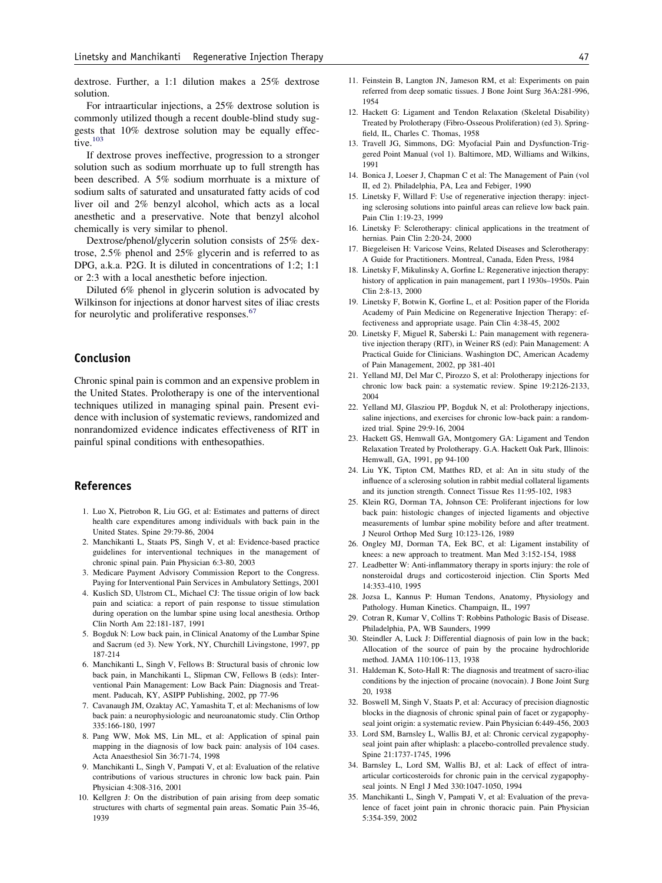dextrose. Further, a 1:1 dilution makes a 25% dextrose solution.

For intraarticular injections, a 25% dextrose solution is commonly utilized though a recent double-blind study suggests that 10% dextrose solution may be equally effective.[103]

If dextrose proves ineffective, progression to a stronger solution such as sodium morrhuate up to full strength has been described. A 5% sodium morrhuate is a mixture of sodium salts of saturated and unsaturated fatty acids of cod liver oil and 2% benzyl alcohol, which acts as a local anesthetic and a preservative. Note that benzyl alcohol chemically is very similar to phenol.

Dextrose/phenol/glycerin solution consists of 25% dextrose, 2.5% phenol and 25% glycerin and is referred to as DPG, a.k.a. P2G. It is diluted in concentrations of 1:2; 1:1 or 2:3 with a local anesthetic before injection.

Diluted 6% phenol in glycerin solution is advocated by Wilkinson for injections at donor harvest sites of iliac crests for neurolytic and proliferative responses.[67]

## Conclusion

Chronic spinal pain is common and an expensive problem in the United States. Prolotherapy is one of the interventional techniques utilized in managing spinal pain. Present evidence with inclusion of systematic reviews, randomized and nonrandomized evidence indicates effectiveness of RIT in painful spinal conditions with enthesopathies.

## References

1. Luo X, Pietrobon R, Liu GG, et al: Estimates and patterns of direct health care expenditures among individuals with back pain in the United States. Spine 29:79-86, 2004
2. Manchikanti L, Staats PS, Singh V, et al: Evidence-based practice guidelines for interventional techniques in the management of chronic spinal pain. Pain Physician 6:3-80, 2003
3. Medicare Payment Advisory Commission Report to the Congress. Paying for Interventional Pain Services in Ambulatory Settings, 2001
4. Kuslich SD, Ulstrom CL, Michael CJ: The tissue origin of low back pain and sciatica: a report of pain response to tissue stimulation during operation on the lumbar spine using local anesthesia. Orthop Clin North Am 22:181-187, 1991
5. Bogduk N: Low back pain, in Clinical Anatomy of the Lumbar Spine and Sacrum (ed 3). New York, NY, Churchill Livingstone, 1997, pp 187-214
6. Manchikanti L, Singh V, Fellows B: Structural basis of chronic low back pain, in Manchikanti L, Slipman CW, Fellows B (eds): Interventional Pain Management: Low Back Pain: Diagnosis and Treatment. Paducah, KY, ASIPP Publishing, 2002, pp 77-96
7. Cavanaugh JM, Ozaktay AC, Yamashita T, et al: Mechanisms of low back pain: a neurophysiologic and neuroanatomic study. Clin Orthop 335:166-180, 1997
8. Pang WW, Mok MS, Lin ML, et al: Application of spinal pain mapping in the diagnosis of low back pain: analysis of 104 cases. Acta Anaesthesiol Sin 36:71-74, 1998
9. Manchikanti L, Singh V, Pampati V, et al: Evaluation of the relative contributions of various structures in chronic low back pain. Pain Physician 4:308-316, 2001
10. Kellgren J: On the distribution of pain arising from deep somatic structures with charts of segmental pain areas. Somatic Pain 35-46, 1939
11. Feinstein B, Langton JN, Jameson RM, et al: Experiments on pain referred from deep somatic tissues. J Bone Joint Surg 36A:281-996, 1954
12. Hackett G: Ligament and Tendon Relaxation (Skeletal Disability) Treated by Prolotherapy (Fibro-Osseous Proliferation) (ed 3). Springfield, IL, Charles C. Thomas, 1958
13. Travell JG, Simmons, DG: Myofacial Pain and Dysfunction-Triggered Point Manual (vol 1). Baltimore, MD, Williams and Wilkins, 1991
14. Bonica J, Loeser J, Chapman C et al: The Management of Pain (vol II, ed 2). Philadelphia, PA, Lea and Febiger, 1990
15. Linetsky F, Willard F: Use of regenerative injection therapy: injecting sclerosing solutions into painful areas can relieve low back pain. Pain Clin 1:19-23, 1999
16. Linetsky F: Sclerotherapy: clinical applications in the treatment of hernias. Pain Clin 2:20-24, 2000
17. Biegeleisen H: Varicose Veins, Related Diseases and Sclerotherapy: A Guide for Practitioners. Montreal, Canada, Eden Press, 1984
18. Linetsky F, Mikulinsky A, Gorfine L: Regenerative injection therapy: history of application in pain management, part I 1930s–1950s. Pain Clin 2:8-13, 2000
19. Linetsky F, Botwin K, Gorfine L, et al: Position paper of the Florida Academy of Pain Medicine on Regenerative Injection Therapy: effectiveness and appropriate usage. Pain Clin 4:38-45, 2002
20. Linetsky F, Miguel R, Saberski L: Pain management with regenerative injection therapy (RIT), in Weiner RS (ed): Pain Management: A Practical Guide for Clinicians. Washington DC, American Academy of Pain Management, 2002, pp 381-401
21. Yelland MJ, Del Mar C, Pirozzo S, et al: Prolotherapy injections for chronic low back pain: a systematic review. Spine 19:2126-2133, 2004
22. Yelland MJ, Glasziou PP, Bogduk N, et al: Prolotherapy injections, saline injections, and exercises for chronic low-back pain: a randomized trial. Spine 29:9-16, 2004
23. Hackett GS, Hemwall GA, Montgomery GA: Ligament and Tendon Relaxation Treated by Prolotherapy. G.A. Hackett Oak Park, Illinois: Hemwall, GA, 1991, pp 94-100
24. Liu YK, Tipton CM, Matthes RD, et al: An in situ study of the influence of a sclerosing solution in rabbit medial collateral ligaments and its junction strength. Connect Tissue Res 11:95-102, 1983
25. Klein RG, Dorman TA, Johnson CE: Proliferant injections for low back pain: histologic changes of injected ligaments and objective measurements of lumbar spine mobility before and after treatment. J Neurol Orthop Med Surg 10:123-126, 1989
26. Ongley MJ, Dorman TA, Eek BC, et al: Ligament instability of knees: a new approach to treatment. Man Med 3:152-154, 1988
27. Leadbetter W: Anti-inflammatory therapy in sports injury: the role of nonsteroidal drugs and corticosteroid injection. Clin Sports Med 14:353-410, 1995
28. Jozsa L, Kannus P: Human Tendons, Anatomy, Physiology and Pathology. Human Kinetics. Champaign, IL, 1997
29. Cotran R, Kumar V, Collins T: Robbins Pathologic Basis of Disease. Philadelphia, PA, WB Saunders, 1999
30. Steindler A, Luck J: Differential diagnosis of pain low in the back; Allocation of the source of pain by the procaine hydrochloride method. JAMA 110:106-113, 1938
31. Haldeman K, Soto-Hall R: The diagnosis and treatment of sacro-iliac conditions by the injection of procaine (novocain). J Bone Joint Surg 20, 1938
32. Boswell M, Singh V, Staats P, et al: Accuracy of precision diagnostic blocks in the diagnosis of chronic spinal pain of facet or zygapophyseal joint origin: a systematic review. Pain Physician 6:449-456, 2003
33. Lord SM, Barnsley L, Wallis BJ, et al: Chronic cervical zygapophyseal joint pain after whiplash: a placebo-controlled prevalence study. Spine 21:1737-1745, 1996
34. Barnsley L, Lord SM, Wallis BJ, et al: Lack of effect of intraarticular corticosteroids for chronic pain in the cervical zygapophyseal joints. N Engl J Med 330:1047-1050, 1994
35. Manchikanti L, Singh V, Pampati V, et al: Evaluation of the prevalence of facet joint pain in chronic thoracic pain. Pain Physician 5:354-359, 2002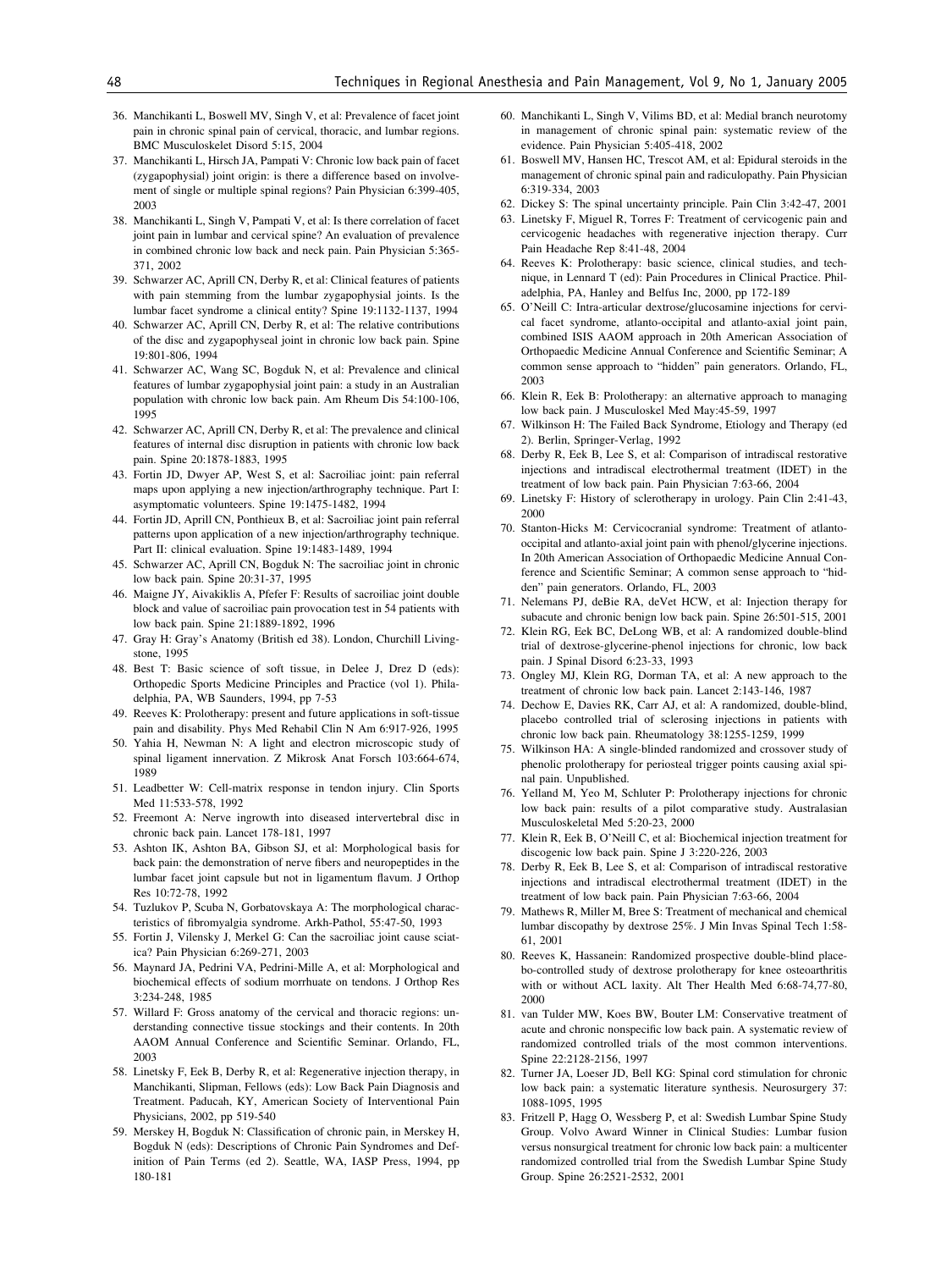36. Manchikanti L, Boswell MV, Singh V, et al: Prevalence of facet joint pain in chronic spinal pain of cervical, thoracic, and lumbar regions. BMC Musculoskelet Disord 5:15, 2004
37. Manchikanti L, Hirsch JA, Pampati V: Chronic low back pain of facet (zygapophysial) joint origin: is there a difference based on involvement of single or multiple spinal regions? Pain Physician 6:399-405, 2003
38. Manchikanti L, Singh V, Pampati V, et al: Is there correlation of facet joint pain in lumbar and cervical spine? An evaluation of prevalence in combined chronic low back and neck pain. Pain Physician 5:365-371, 2002
39. Schwarzer AC, Aprill CN, Derby R, et al: Clinical features of patients with pain stemming from the lumbar zygapophysial joints. Is the lumbar facet syndrome a clinical entity? Spine 19:1132-1137, 1994
40. Schwarzer AC, Aprill CN, Derby R, et al: The relative contributions of the disc and zygapophyseal joint in chronic low back pain. Spine 19:801-806, 1994
41. Schwarzer AC, Wang SC, Bogduk N, et al: Prevalence and clinical features of lumbar zygapophysial joint pain: a study in an Australian population with chronic low back pain. Am Rheum Dis 54:100-106, 1995
42. Schwarzer AC, Aprill CN, Derby R, et al: The prevalence and clinical features of internal disc disruption in patients with chronic low back pain. Spine 20:1878-1883, 1995
43. Fortin JD, Dwyer AP, West S, et al: Sacroiliac joint: pain referral maps upon applying a new injection/arthrography technique. Part I: asymptomatic volunteers. Spine 19:1475-1482, 1994
44. Fortin JD, Aprill CN, Ponthieux B, et al: Sacroiliac joint pain referral patterns upon application of a new injection/arthrography technique. Part II: clinical evaluation. Spine 19:1483-1489, 1994
45. Schwarzer AC, Aprill CN, Bogduk N: The sacroiliac joint in chronic low back pain. Spine 20:31-37, 1995
46. Maigne JY, Aivakiklis A, Pfefer F: Results of sacroiliac joint double block and value of sacroiliac pain provocation test in 54 patients with low back pain. Spine 21:1889-1892, 1996
47. Gray H: Gray's Anatomy (British ed 38). London, Churchill Livingstone, 1995
48. Best T: Basic science of soft tissue, in Delee J, Drez D (eds): Orthopedic Sports Medicine Principles and Practice (vol 1). Philadelphia, PA, WB Saunders, 1994, pp 7-53
49. Reeves K: Prolotherapy: present and future applications in soft-tissue pain and disability. Phys Med Rehabil Clin N Am 6:917-926, 1995
50. Yahia H, Newman N: A light and electron microscopic study of spinal ligament innervation. Z Mikrosk Anat Forsch 103:664-674, 1989
51. Leadbetter W: Cell-matrix response in tendon injury. Clin Sports Med 11:533-578, 1992
52. Freemont A: Nerve ingrowth into diseased intervertebral disc in chronic back pain. Lancet 178-181, 1997
53. Ashton IK, Ashton BA, Gibson SJ, et al: Morphological basis for back pain: the demonstration of nerve fibers and neuropeptides in the lumbar facet joint capsule but not in ligamentum flavum. J Orthop Res 10:72-78, 1992
54. Tuzlukov P, Scuba N, Gorbatovskaya A: The morphological characteristics of fibromyalgia syndrome. Arkh-Pathol, 55:47-50, 1993
55. Fortin J, Vilensky J, Merkel G: Can the sacroiliac joint cause sciatica? Pain Physician 6:269-271, 2003
56. Maynard JA, Pedrini VA, Pedrini-Mille A, et al: Morphological and biochemical effects of sodium morrhuate on tendons. J Orthop Res 3:234-248, 1985
57. Willard F: Gross anatomy of the cervical and thoracic regions: understanding connective tissue stockings and their contents. In 20th AAOM Annual Conference and Scientific Seminar. Orlando, FL, 2003
58. Linetsky F, Eek B, Derby R, et al: Regenerative injection therapy, in Manchikanti, Slipman, Fellows (eds): Low Back Pain Diagnosis and Treatment. Paducah, KY, American Society of Interventional Pain Physicians, 2002, pp 519-540
59. Merskey H, Bogduk N: Classification of chronic pain, in Merskey H, Bogduk N (eds): Descriptions of Chronic Pain Syndromes and Definition of Pain Terms (ed 2). Seattle, WA, IASP Press, 1994, pp 180-181
60. Manchikanti L, Singh V, Vilims BD, et al: Medial branch neurotomy in management of chronic spinal pain: systematic review of the evidence. Pain Physician 5:405-418, 2002
61. Boswell MV, Hansen HC, Trescot AM, et al: Epidural steroids in the management of chronic spinal pain and radiculopathy. Pain Physician 6:319-334, 2003
62. Dickey S: The spinal uncertainty principle. Pain Clin 3:42-47, 2001
63. Linetsky F, Miguel R, Torres F: Treatment of cervicogenic pain and cervicogenic headaches with regenerative injection therapy. Curr Pain Headache Rep 8:41-48, 2004
64. Reeves K: Prolotherapy: basic science, clinical studies, and technique, in Lennard T (ed): Pain Procedures in Clinical Practice. Philadelphia, PA, Hanley and Belfus Inc, 2000, pp 172-189
65. O'Neill C: Intra-articular dextrose/glucosamine injections for cervical facet syndrome, atlanto-occipital and atlanto-axial joint pain, combined ISIS AAOM approach in 20th American Association of Orthopaedic Medicine Annual Conference and Scientific Seminar; A common sense approach to "hidden" pain generators. Orlando, FL, 2003
66. Klein R, Eek B: Prolotherapy: an alternative approach to managing low back pain. J Musculoskel Med May:45-59, 1997
67. Wilkinson H: The Failed Back Syndrome, Etiology and Therapy (ed 2). Berlin, Springer-Verlag, 1992
68. Derby R, Eek B, Lee S, et al: Comparison of intradiscal restorative injections and intradiscal electrothermal treatment (IDET) in the treatment of low back pain. Pain Physician 7:63-66, 2004
69. Linetsky F: History of sclerotherapy in urology. Pain Clin 2:41-43, 2000
70. Stanton-Hicks M: Cervicocranial syndrome: Treatment of atlanto-occipital and atlanto-axial joint pain with phenol/glycerine injections. In 20th American Association of Orthopaedic Medicine Annual Conference and Scientific Seminar; A common sense approach to "hidden" pain generators. Orlando, FL, 2003
71. Nelemans PJ, deBie RA, deVet HCW, et al: Injection therapy for subacute and chronic benign low back pain. Spine 26:501-515, 2001
72. Klein RG, Eek BC, DeLong WB, et al: A randomized double-blind trial of dextrose-glycerine-phenol injections for chronic, low back pain. J Spinal Disord 6:23-33, 1993
73. Ongley MJ, Klein RG, Dorman TA, et al: A new approach to the treatment of chronic low back pain. Lancet 2:143-146, 1987
74. Dechow E, Davies RK, Carr AJ, et al: A randomized, double-blind, placebo controlled trial of sclerosing injections in patients with chronic low back pain. Rheumatology 38:1255-1259, 1999
75. Wilkinson HA: A single-blinded randomized and crossover study of phenolic prolotherapy for periosteal trigger points causing axial spinal pain. Unpublished.
76. Yelland M, Yeo M, Schluter P: Prolotherapy injections for chronic low back pain: results of a pilot comparative study. Australasian Musculoskeletal Med 5:20-23, 2000
77. Klein R, Eek B, O'Neill C, et al: Biochemical injection treatment for discogenic low back pain. Spine J 3:220-226, 2003
78. Derby R, Eek B, Lee S, et al: Comparison of intradiscal restorative injections and intradiscal electrothermal treatment (IDET) in the treatment of low back pain. Pain Physician 7:63-66, 2004
79. Mathews R, Miller M, Bree S: Treatment of mechanical and chemical lumbar discopathy by dextrose 25%. J Min Invas Spinal Tech 1:58-61, 2001
80. Reeves K, Hassanein: Randomized prospective double-blind placebo-controlled study of dextrose prolotherapy for knee osteoarthritis with or without ACL laxity. Alt Ther Health Med 6:68-74,77-80, 2000
81. van Tulder MW, Koes BW, Bouter LM: Conservative treatment of acute and chronic nonspecific low back pain. A systematic review of randomized controlled trials of the most common interventions. Spine 22:2128-2156, 1997
82. Turner JA, Loeser JD, Bell KG: Spinal cord stimulation for chronic low back pain: a systematic literature synthesis. Neurosurgery 37: 1088-1095, 1995
83. Fritzell P, Hagg O, Wessberg P, et al: Swedish Lumbar Spine Study Group. Volvo Award Winner in Clinical Studies: Lumbar fusion versus nonsurgical treatment for chronic low back pain: a multicenter randomized controlled trial from the Swedish Lumbar Spine Study Group. Spine 26:2521-2532, 2001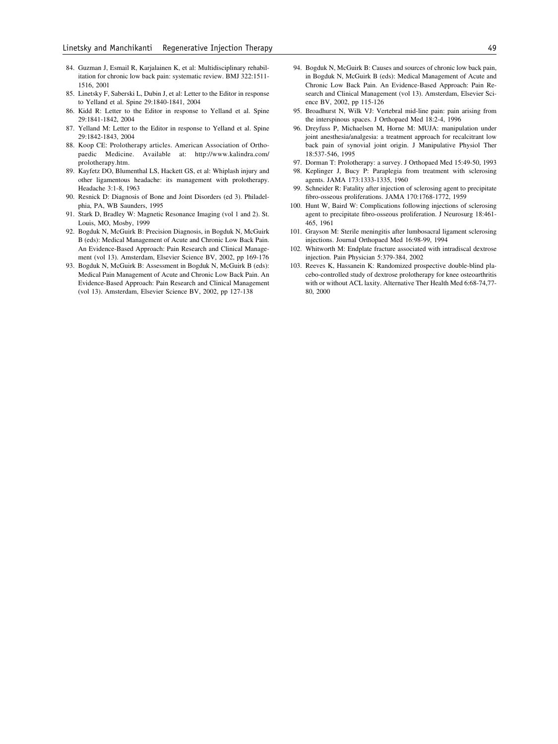84. Guzman J, Esmail R, Karjalainen K, et al: Multidisciplinary rehabilitation for chronic low back pain: systematic review. BMJ 322:1511-1516, 2001
85. Linetsky F, Saberski L, Dubin J, et al: Letter to the Editor in response to Yelland et al. Spine 29:1840-1841, 2004
86. Kidd R: Letter to the Editor in response to Yelland et al. Spine 29:1841-1842, 2004
87. Yelland M: Letter to the Editor in response to Yelland et al. Spine 29:1842-1843, 2004
88. Koop CE: Prolotherapy articles. American Association of Orthopaedic Medicine. Available at: http://www.kalindra.com/prolotherapy.htm.
89. Kayfetz DO, Blumenthal LS, Hackett GS, et al: Whiplash injury and other ligamentous headache: its management with prolotherapy. Headache 3:1-8, 1963
90. Resnick D: Diagnosis of Bone and Joint Disorders (ed 3). Philadelphia, PA, WB Saunders, 1995
91. Stark D, Bradley W: Magnetic Resonance Imaging (vol 1 and 2). St. Louis, MO, Mosby, 1999
92. Bogduk N, McGuirk B: Precision Diagnosis, in Bogduk N, McGuirk B (eds): Medical Management of Acute and Chronic Low Back Pain. An Evidence-Based Approach: Pain Research and Clinical Management (vol 13). Amsterdam, Elsevier Science BV, 2002, pp 169-176
93. Bogduk N, McGuirk B: Assessment in Bogduk N, McGuirk B (eds): Medical Pain Management of Acute and Chronic Low Back Pain. An Evidence-Based Approach: Pain Research and Clinical Management (vol 13). Amsterdam, Elsevier Science BV, 2002, pp 127-138
94. Bogduk N, McGuirk B: Causes and sources of chronic low back pain, in Bogduk N, McGuirk B (eds): Medical Management of Acute and Chronic Low Back Pain. An Evidence-Based Approach: Pain Research and Clinical Management (vol 13). Amsterdam, Elsevier Science BV, 2002, pp 115-126
95. Broadhurst N, Wilk VJ: Vertebral mid-line pain: pain arising from the interspinous spaces. J Orthopaed Med 18:2-4, 1996
96. Dreyfuss P, Michaelsen M, Horne M: MUJA: manipulation under joint anesthesia/analgesia: a treatment approach for recalcitrant low back pain of synovial joint origin. J Manipulative Physiol Ther 18:537-546, 1995
97. Dorman T: Prolotherapy: a survey. J Orthopaed Med 15:49-50, 1993
98. Keplinger J, Bucy P: Paraplegia from treatment with sclerosing agents. JAMA 173:1333-1335, 1960
99. Schneider R: Fatality after injection of sclerosing agent to precipitate fibro-osseous proliferations. JAMA 170:1768-1772, 1959
100. Hunt W, Baird W: Complications following injections of sclerosing agent to precipitate fibro-osseous proliferation. J Neurosurg 18:461-465, 1961
101. Grayson M: Sterile meningitis after lumbosacral ligament sclerosing injections. Journal Orthopaed Med 16:98-99, 1994
102. Whitworth M: Endplate fracture associated with intradiscal dextrose injection. Pain Physician 5:379-384, 2002
103. Reeves K, Hassanein K: Randomized prospective double-blind placebo-controlled study of dextrose prolotherapy for knee osteoarthritis with or without ACL laxity. Alternative Ther Health Med 6:68-74,77-80, 2000